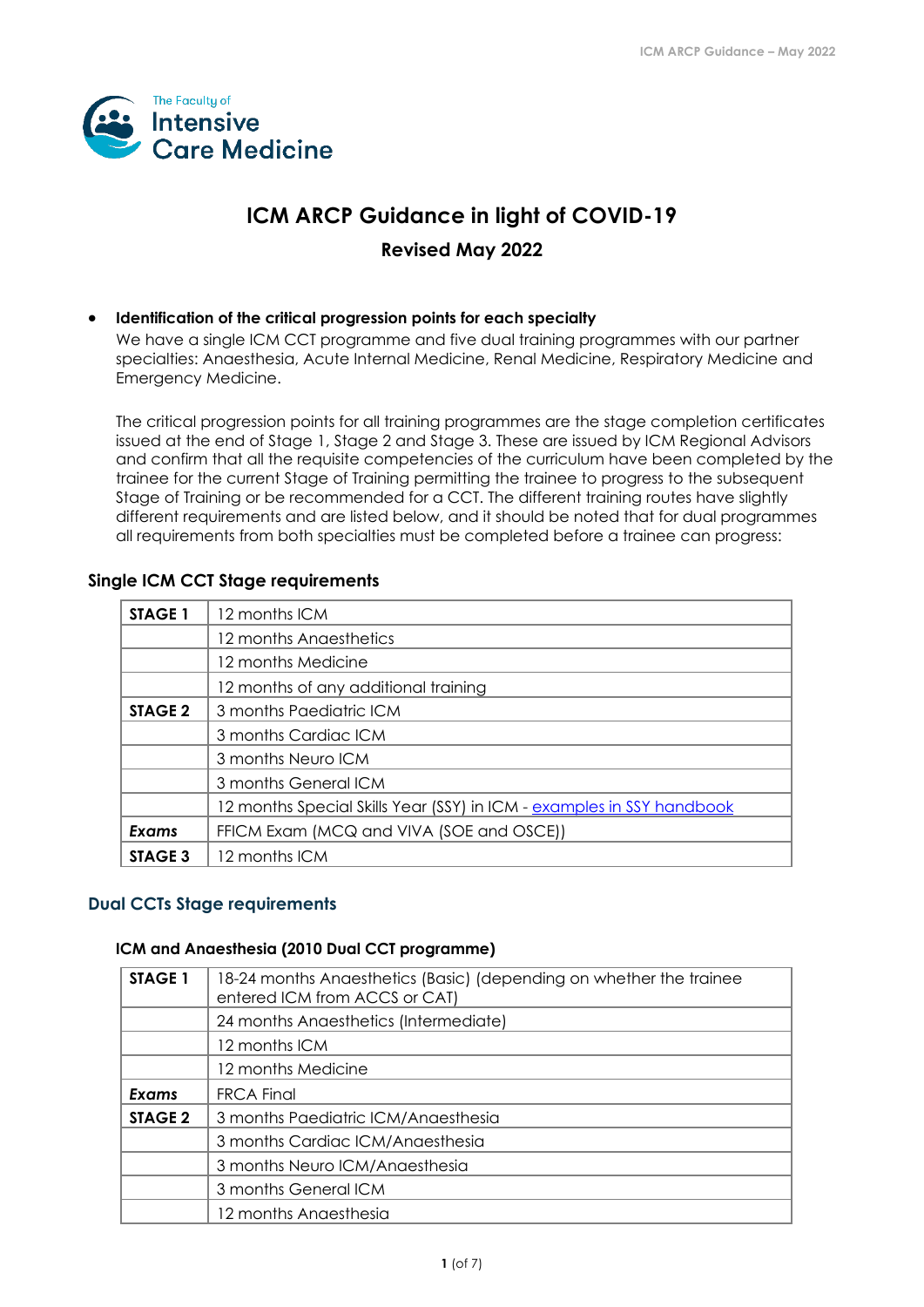The Faculty of
Intensive
Care Medicine

# ICM ARCP Guidance in light of COVID-19

## Revised May 2022

- **Identification of the critical progression points for each specialty**

  We have a single ICM CCT programme and five dual training programmes with our partner specialties: Anaesthesia, Acute Internal Medicine, Renal Medicine, Respiratory Medicine and Emergency Medicine.

  The critical progression points for all training programmes are the stage completion certificates issued at the end of Stage 1, Stage 2 and Stage 3. These are issued by ICM Regional Advisors and confirm that all the requisite competencies of the curriculum have been completed by the trainee for the current Stage of Training permitting the trainee to progress to the subsequent Stage of Training or be recommended for a CCT. The different training routes have slightly different requirements and are listed below, and it should be noted that for dual programmes all requirements from both specialties must be completed before a trainee can progress:

### Single ICM CCT Stage requirements

| | |
|---|---|
| **STAGE 1** | 12 months ICM |
| | 12 months Anaesthetics |
| | 12 months Medicine |
| | 12 months of any additional training |
| **STAGE 2** | 3 months Paediatric ICM |
| | 3 months Cardiac ICM |
| | 3 months Neuro ICM |
| | 3 months General ICM |
| | 12 months Special Skills Year (SSY) in ICM - [examples in SSY handbook] |
| ***Exams*** | FFICM Exam (MCQ and VIVA (SOE and OSCE)) |
| **STAGE 3** | 12 months ICM |

### Dual CCTs Stage requirements

#### ICM and Anaesthesia (2010 Dual CCT programme)

| | |
|---|---|
| **STAGE 1** | 18-24 months Anaesthetics (Basic) (depending on whether the trainee entered ICM from ACCS or CAT) |
| | 24 months Anaesthetics (Intermediate) |
| | 12 months ICM |
| | 12 months Medicine |
| ***Exams*** | FRCA Final |
| **STAGE 2** | 3 months Paediatric ICM/Anaesthesia |
| | 3 months Cardiac ICM/Anaesthesia |
| | 3 months Neuro ICM/Anaesthesia |
| | 3 months General ICM |
| | 12 months Anaesthesia |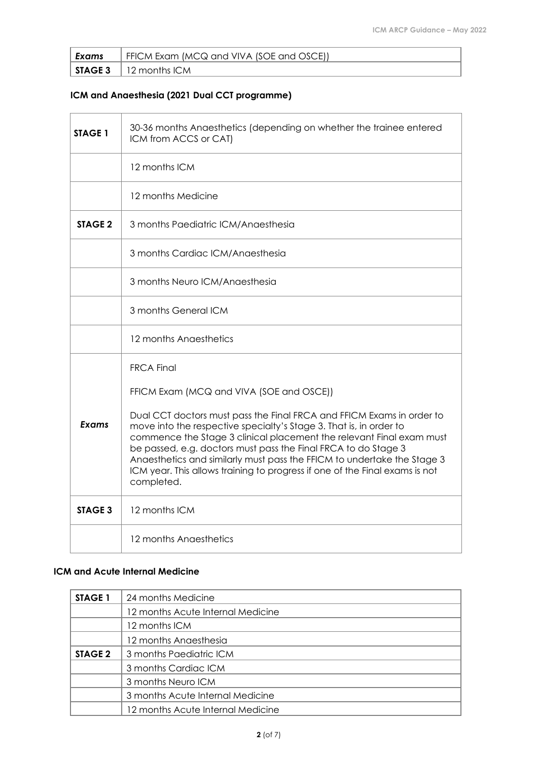| | |
|---|---|
| ***Exams*** | FFICM Exam (MCQ and VIVA (SOE and OSCE)) |
| **STAGE 3** | 12 months ICM |

**ICM and Anaesthesia (2021 Dual CCT programme)**

| | |
|---|---|
| **STAGE 1** | 30-36 months Anaesthetics (depending on whether the trainee entered ICM from ACCS or CAT) |
| | 12 months ICM |
| | 12 months Medicine |
| **STAGE 2** | 3 months Paediatric ICM/Anaesthesia |
| | 3 months Cardiac ICM/Anaesthesia |
| | 3 months Neuro ICM/Anaesthesia |
| | 3 months General ICM |
| | 12 months Anaesthetics |
| ***Exams*** | FRCA Final<br><br>FFICM Exam (MCQ and VIVA (SOE and OSCE))<br><br>Dual CCT doctors must pass the Final FRCA and FFICM Exams in order to move into the respective specialty's Stage 3. That is, in order to commence the Stage 3 clinical placement the relevant Final exam must be passed, e.g. doctors must pass the Final FRCA to do Stage 3 Anaesthetics and similarly must pass the FFICM to undertake the Stage 3 ICM year. This allows training to progress if one of the Final exams is not completed. |
| **STAGE 3** | 12 months ICM |
| | 12 months Anaesthetics |

**ICM and Acute Internal Medicine**

| | |
|---|---|
| **STAGE 1** | 24 months Medicine |
| | 12 months Acute Internal Medicine |
| | 12 months ICM |
| | 12 months Anaesthesia |
| **STAGE 2** | 3 months Paediatric ICM |
| | 3 months Cardiac ICM |
| | 3 months Neuro ICM |
| | 3 months Acute Internal Medicine |
| | 12 months Acute Internal Medicine |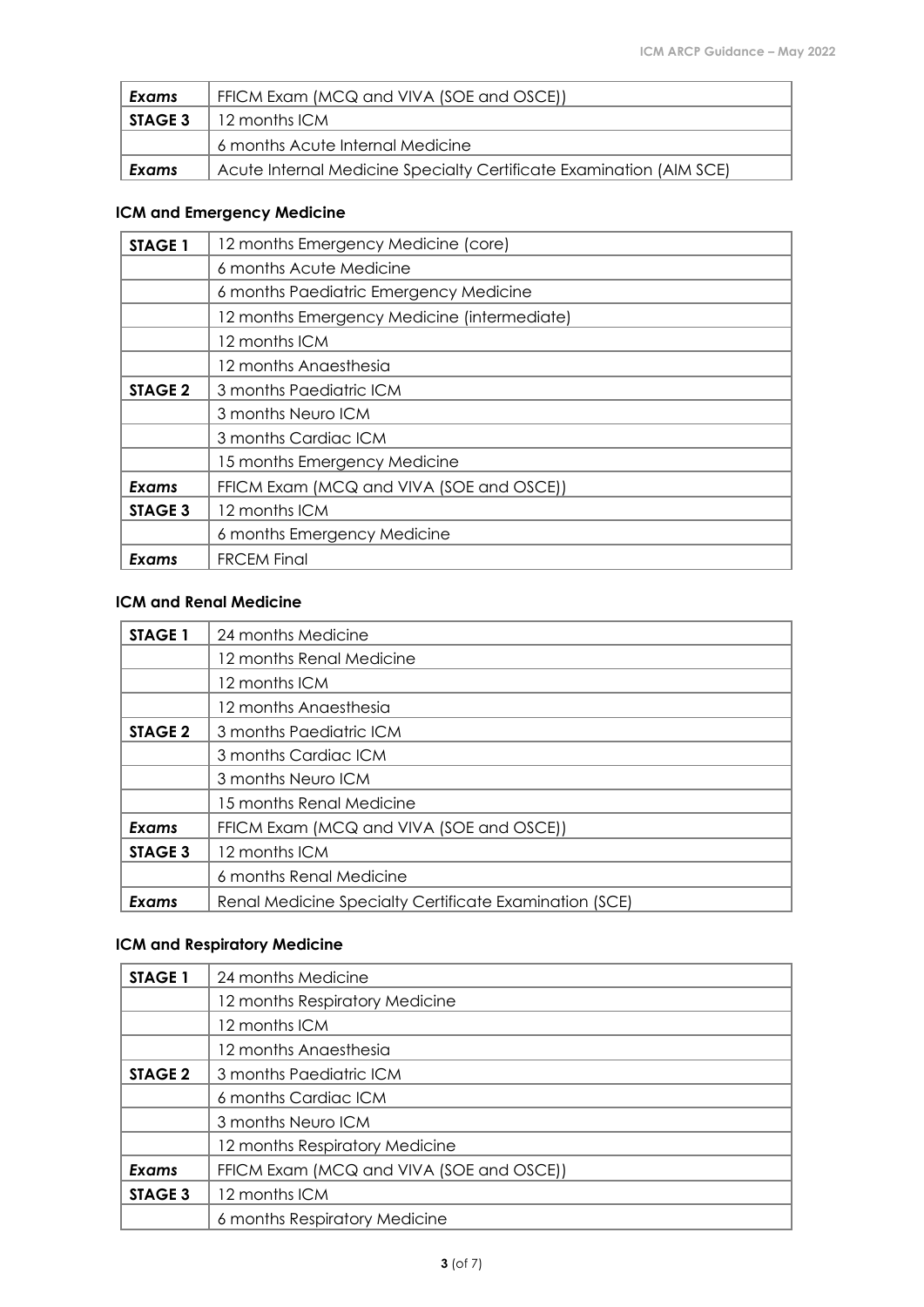| | |
|---|---|
| *Exams* | FFICM Exam (MCQ and VIVA (SOE and OSCE)) |
| **STAGE 3** | 12 months ICM |
| | 6 months Acute Internal Medicine |
| *Exams* | Acute Internal Medicine Specialty Certificate Examination (AIM SCE) |

### ICM and Emergency Medicine

| | |
|---|---|
| **STAGE 1** | 12 months Emergency Medicine (core) |
| | 6 months Acute Medicine |
| | 6 months Paediatric Emergency Medicine |
| | 12 months Emergency Medicine (intermediate) |
| | 12 months ICM |
| | 12 months Anaesthesia |
| **STAGE 2** | 3 months Paediatric ICM |
| | 3 months Neuro ICM |
| | 3 months Cardiac ICM |
| | 15 months Emergency Medicine |
| *Exams* | FFICM Exam (MCQ and VIVA (SOE and OSCE)) |
| **STAGE 3** | 12 months ICM |
| | 6 months Emergency Medicine |
| *Exams* | FRCEM Final |

### ICM and Renal Medicine

| | |
|---|---|
| **STAGE 1** | 24 months Medicine |
| | 12 months Renal Medicine |
| | 12 months ICM |
| | 12 months Anaesthesia |
| **STAGE 2** | 3 months Paediatric ICM |
| | 3 months Cardiac ICM |
| | 3 months Neuro ICM |
| | 15 months Renal Medicine |
| *Exams* | FFICM Exam (MCQ and VIVA (SOE and OSCE)) |
| **STAGE 3** | 12 months ICM |
| | 6 months Renal Medicine |
| *Exams* | Renal Medicine Specialty Certificate Examination (SCE) |

### ICM and Respiratory Medicine

| | |
|---|---|
| **STAGE 1** | 24 months Medicine |
| | 12 months Respiratory Medicine |
| | 12 months ICM |
| | 12 months Anaesthesia |
| **STAGE 2** | 3 months Paediatric ICM |
| | 6 months Cardiac ICM |
| | 3 months Neuro ICM |
| | 12 months Respiratory Medicine |
| *Exams* | FFICM Exam (MCQ and VIVA (SOE and OSCE)) |
| **STAGE 3** | 12 months ICM |
| | 6 months Respiratory Medicine |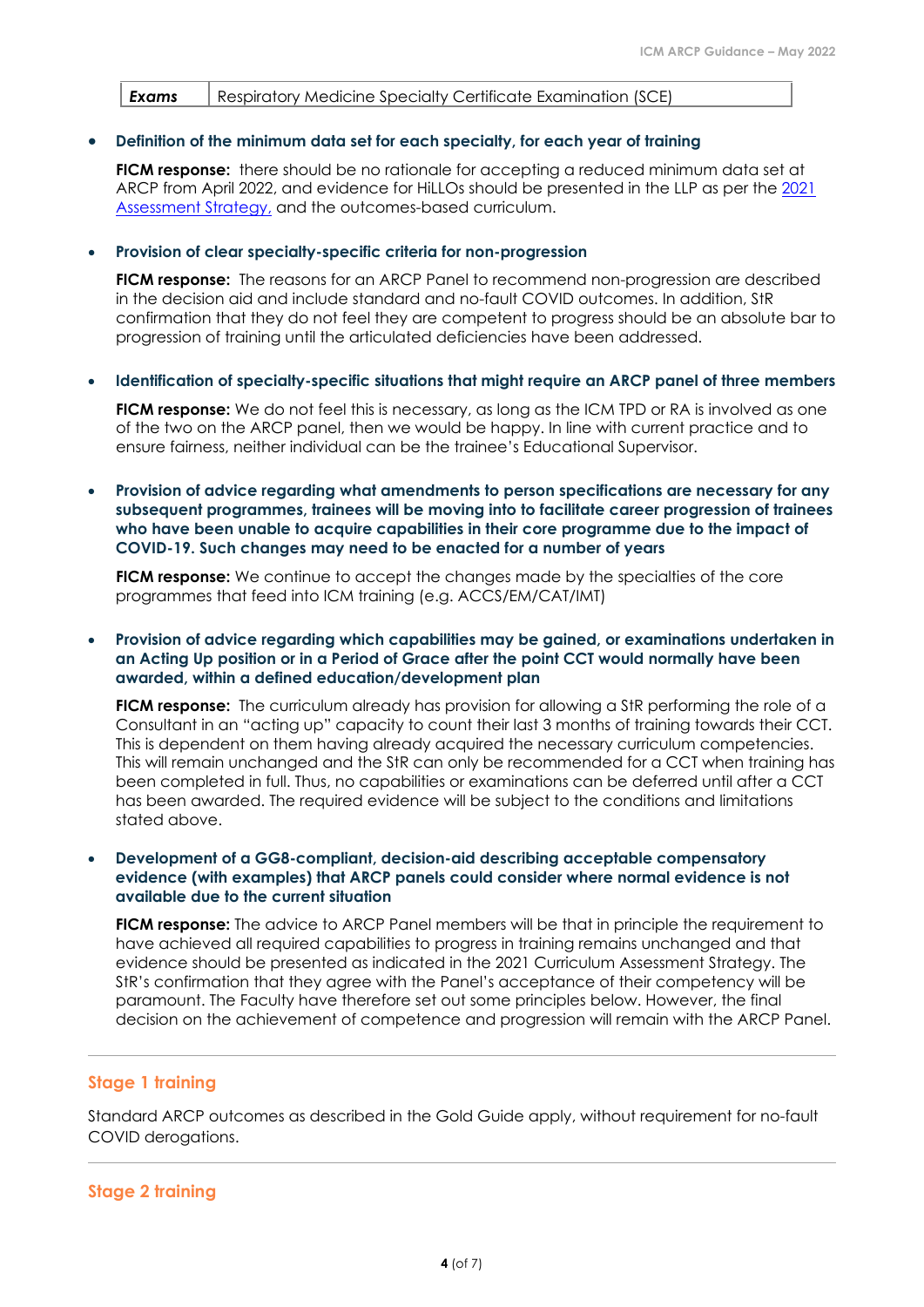| | |
|---|---|
| ***Exams*** | Respiratory Medicine Specialty Certificate Examination (SCE) |

- **Definition of the minimum data set for each specialty, for each year of training**

  **FICM response:** there should be no rationale for accepting a reduced minimum data set at ARCP from April 2022, and evidence for HiLLOs should be presented in the LLP as per the [2021 Assessment Strategy,](2021 Assessment Strategy) and the outcomes-based curriculum.

- **Provision of clear specialty-specific criteria for non-progression**

  **FICM response:** The reasons for an ARCP Panel to recommend non-progression are described in the decision aid and include standard and no-fault COVID outcomes. In addition, StR confirmation that they do not feel they are competent to progress should be an absolute bar to progression of training until the articulated deficiencies have been addressed.

- **Identification of specialty-specific situations that might require an ARCP panel of three members**

  **FICM response:** We do not feel this is necessary, as long as the ICM TPD or RA is involved as one of the two on the ARCP panel, then we would be happy. In line with current practice and to ensure fairness, neither individual can be the trainee's Educational Supervisor.

- **Provision of advice regarding what amendments to person specifications are necessary for any subsequent programmes, trainees will be moving into to facilitate career progression of trainees who have been unable to acquire capabilities in their core programme due to the impact of COVID-19. Such changes may need to be enacted for a number of years**

  **FICM response:** We continue to accept the changes made by the specialties of the core programmes that feed into ICM training (e.g. ACCS/EM/CAT/IMT)

- **Provision of advice regarding which capabilities may be gained, or examinations undertaken in an Acting Up position or in a Period of Grace after the point CCT would normally have been awarded, within a defined education/development plan**

  **FICM response:** The curriculum already has provision for allowing a StR performing the role of a Consultant in an "acting up" capacity to count their last 3 months of training towards their CCT. This is dependent on them having already acquired the necessary curriculum competencies. This will remain unchanged and the StR can only be recommended for a CCT when training has been completed in full. Thus, no capabilities or examinations can be deferred until after a CCT has been awarded. The required evidence will be subject to the conditions and limitations stated above.

- **Development of a GG8-compliant, decision-aid describing acceptable compensatory evidence (with examples) that ARCP panels could consider where normal evidence is not available due to the current situation**

  **FICM response:** The advice to ARCP Panel members will be that in principle the requirement to have achieved all required capabilities to progress in training remains unchanged and that evidence should be presented as indicated in the 2021 Curriculum Assessment Strategy. The StR's confirmation that they agree with the Panel's acceptance of their competency will be paramount. The Faculty have therefore set out some principles below. However, the final decision on the achievement of competence and progression will remain with the ARCP Panel.

## Stage 1 training

Standard ARCP outcomes as described in the Gold Guide apply, without requirement for no-fault COVID derogations.

## Stage 2 training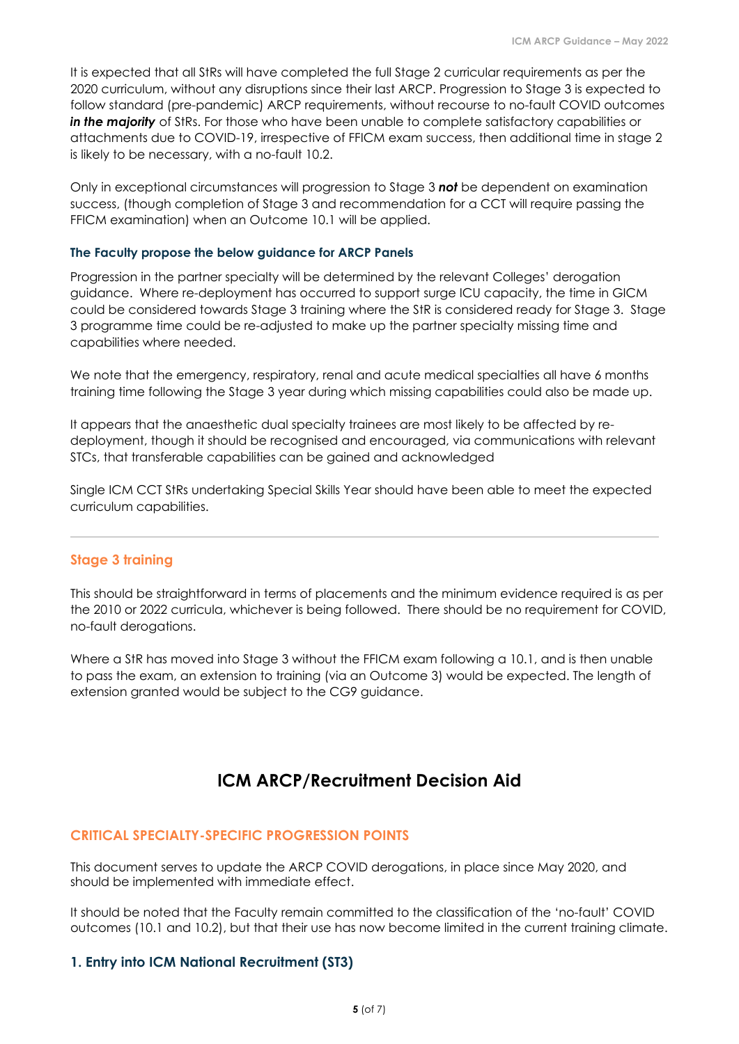It is expected that all StRs will have completed the full Stage 2 curricular requirements as per the 2020 curriculum, without any disruptions since their last ARCP. Progression to Stage 3 is expected to follow standard (pre-pandemic) ARCP requirements, without recourse to no-fault COVID outcomes ***in the majority*** of StRs. For those who have been unable to complete satisfactory capabilities or attachments due to COVID-19, irrespective of FFICM exam success, then additional time in stage 2 is likely to be necessary, with a no-fault 10.2.

Only in exceptional circumstances will progression to Stage 3 ***not*** be dependent on examination success, (though completion of Stage 3 and recommendation for a CCT will require passing the FFICM examination) when an Outcome 10.1 will be applied.

#### The Faculty propose the below guidance for ARCP Panels

Progression in the partner specialty will be determined by the relevant Colleges' derogation guidance. Where re-deployment has occurred to support surge ICU capacity, the time in GICM could be considered towards Stage 3 training where the StR is considered ready for Stage 3. Stage 3 programme time could be re-adjusted to make up the partner specialty missing time and capabilities where needed.

We note that the emergency, respiratory, renal and acute medical specialties all have 6 months training time following the Stage 3 year during which missing capabilities could also be made up.

It appears that the anaesthetic dual specialty trainees are most likely to be affected by re-deployment, though it should be recognised and encouraged, via communications with relevant STCs, that transferable capabilities can be gained and acknowledged

Single ICM CCT StRs undertaking Special Skills Year should have been able to meet the expected curriculum capabilities.

---

### Stage 3 training

This should be straightforward in terms of placements and the minimum evidence required is as per the 2010 or 2022 curricula, whichever is being followed. There should be no requirement for COVID, no-fault derogations.

Where a StR has moved into Stage 3 without the FFICM exam following a 10.1, and is then unable to pass the exam, an extension to training (via an Outcome 3) would be expected. The length of extension granted would be subject to the CG9 guidance.

# ICM ARCP/Recruitment Decision Aid

## CRITICAL SPECIALTY-SPECIFIC PROGRESSION POINTS

This document serves to update the ARCP COVID derogations, in place since May 2020, and should be implemented with immediate effect.

It should be noted that the Faculty remain committed to the classification of the 'no-fault' COVID outcomes (10.1 and 10.2), but that their use has now become limited in the current training climate.

### 1. Entry into ICM National Recruitment (ST3)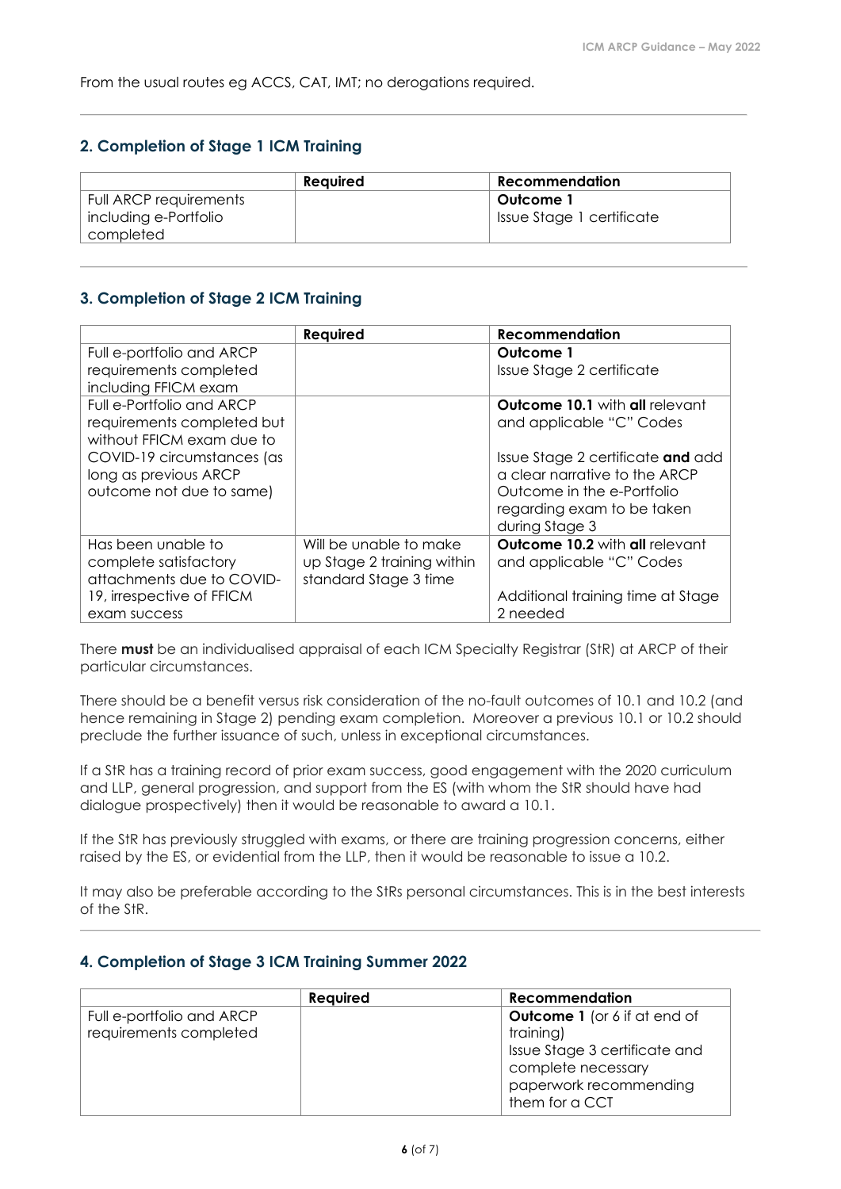From the usual routes eg ACCS, CAT, IMT; no derogations required.

## 2. Completion of Stage 1 ICM Training

| | Required | Recommendation |
|---|---|---|
| Full ARCP requirements including e-Portfolio completed | | **Outcome 1**<br>Issue Stage 1 certificate |

## 3. Completion of Stage 2 ICM Training

| | Required | Recommendation |
|---|---|---|
| Full e-portfolio and ARCP requirements completed including FFICM exam | | **Outcome 1**<br>Issue Stage 2 certificate |
| Full e-Portfolio and ARCP requirements completed but without FFICM exam due to COVID-19 circumstances (as long as previous ARCP outcome not due to same) | | **Outcome 10.1** with **all** relevant and applicable "C" Codes<br><br>Issue Stage 2 certificate **and** add a clear narrative to the ARCP Outcome in the e-Portfolio regarding exam to be taken during Stage 3 |
| Has been unable to complete satisfactory attachments due to COVID-19, irrespective of FFICM exam success | Will be unable to make up Stage 2 training within standard Stage 3 time | **Outcome 10.2** with **all** relevant and applicable "C" Codes<br><br>Additional training time at Stage 2 needed |

There **must** be an individualised appraisal of each ICM Specialty Registrar (StR) at ARCP of their particular circumstances.

There should be a benefit versus risk consideration of the no-fault outcomes of 10.1 and 10.2 (and hence remaining in Stage 2) pending exam completion. Moreover a previous 10.1 or 10.2 should preclude the further issuance of such, unless in exceptional circumstances.

If a StR has a training record of prior exam success, good engagement with the 2020 curriculum and LLP, general progression, and support from the ES (with whom the StR should have had dialogue prospectively) then it would be reasonable to award a 10.1.

If the StR has previously struggled with exams, or there are training progression concerns, either raised by the ES, or evidential from the LLP, then it would be reasonable to issue a 10.2.

It may also be preferable according to the StRs personal circumstances. This is in the best interests of the StR.

## 4. Completion of Stage 3 ICM Training Summer 2022

| | Required | Recommendation |
|---|---|---|
| Full e-portfolio and ARCP requirements completed | | **Outcome 1** (or 6 if at end of training)<br>Issue Stage 3 certificate and complete necessary paperwork recommending them for a CCT |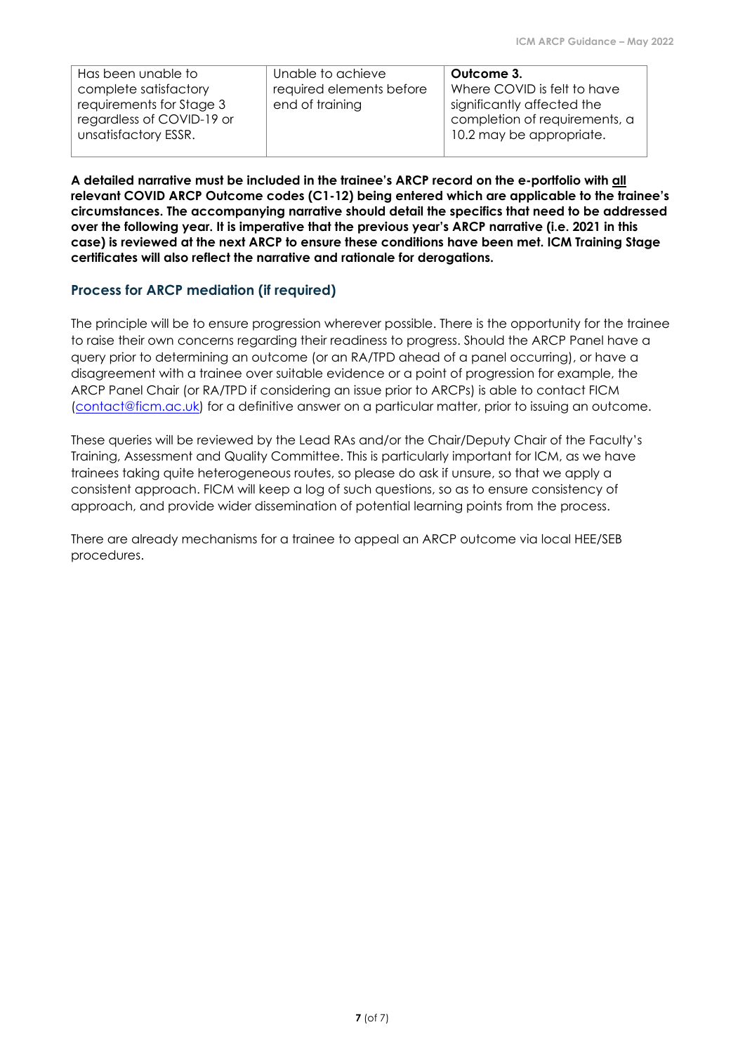| | | |
|---|---|---|
| Has been unable to complete satisfactory requirements for Stage 3 regardless of COVID-19 or unsatisfactory ESSR. | Unable to achieve required elements before end of training | **Outcome 3.** Where COVID is felt to have significantly affected the completion of requirements, a 10.2 may be appropriate. |

**A detailed narrative must be included in the trainee's ARCP record on the e-portfolio with all relevant COVID ARCP Outcome codes (C1-12) being entered which are applicable to the trainee's circumstances. The accompanying narrative should detail the specifics that need to be addressed over the following year. It is imperative that the previous year's ARCP narrative (i.e. 2021 in this case) is reviewed at the next ARCP to ensure these conditions have been met. ICM Training Stage certificates will also reflect the narrative and rationale for derogations.**

### Process for ARCP mediation (if required)

The principle will be to ensure progression wherever possible. There is the opportunity for the trainee to raise their own concerns regarding their readiness to progress. Should the ARCP Panel have a query prior to determining an outcome (or an RA/TPD ahead of a panel occurring), or have a disagreement with a trainee over suitable evidence or a point of progression for example, the ARCP Panel Chair (or RA/TPD if considering an issue prior to ARCPs) is able to contact FICM (contact@ficm.ac.uk) for a definitive answer on a particular matter, prior to issuing an outcome.

These queries will be reviewed by the Lead RAs and/or the Chair/Deputy Chair of the Faculty's Training, Assessment and Quality Committee. This is particularly important for ICM, as we have trainees taking quite heterogeneous routes, so please do ask if unsure, so that we apply a consistent approach. FICM will keep a log of such questions, so as to ensure consistency of approach, and provide wider dissemination of potential learning points from the process.

There are already mechanisms for a trainee to appeal an ARCP outcome via local HEE/SEB procedures.